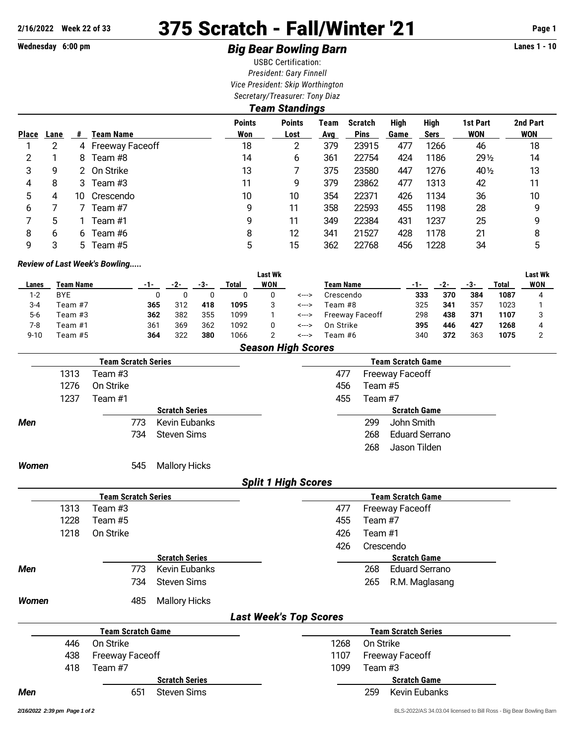2/16/2022 Week 22 of 33

# 375 Scratch - Fall/Winter '21

Wednesday 6:00 pm

## *Big Bear Bowling Barn*

Lanes 1 - 10

USBC Certification:
*President: Gary Finnell*
*Vice President: Skip Worthington*
*Secretary/Treasurer: Tony Diaz*

### *Team Standings*

| Place | Lane | # | Team Name | Points Won | Points Lost | Team Avg | Scratch Pins | High Game | High Sers | 1st Part WON | 2nd Part WON |
|---|---|---|---|---|---|---|---|---|---|---|---|
| 1 | 2 | 4 | Freeway Faceoff | 18 | 2 | 379 | 23915 | 477 | 1266 | 46 | 18 |
| 2 | 1 | 8 | Team #8 | 14 | 6 | 361 | 22754 | 424 | 1186 | 29½ | 14 |
| 3 | 9 | 2 | On Strike | 13 | 7 | 375 | 23580 | 447 | 1276 | 40½ | 13 |
| 4 | 8 | 3 | Team #3 | 11 | 9 | 379 | 23862 | 477 | 1313 | 42 | 11 |
| 5 | 4 | 10 | Crescendo | 10 | 10 | 354 | 22371 | 426 | 1134 | 36 | 10 |
| 6 | 7 | 7 | Team #7 | 9 | 11 | 358 | 22593 | 455 | 1198 | 28 | 9 |
| 7 | 5 | 1 | Team #1 | 9 | 11 | 349 | 22384 | 431 | 1237 | 25 | 9 |
| 8 | 6 | 6 | Team #6 | 8 | 12 | 341 | 21527 | 428 | 1178 | 21 | 8 |
| 9 | 3 | 5 | Team #5 | 5 | 15 | 362 | 22768 | 456 | 1228 | 34 | 5 |

*Review of Last Week's Bowling.....*

| Lanes | Team Name | -1- | -2- | -3- | Total | Last Wk WON | | Team Name | -1- | -2- | -3- | Total | Last Wk WON |
|---|---|---|---|---|---|---|---|---|---|---|---|---|---|
| 1-2 | BYE | 0 | 0 | 0 | 0 | 0 | <---> | Crescendo | **333** | **370** | **384** | **1087** | 4 |
| 3-4 | Team #7 | **365** | 312 | **418** | **1095** | 3 | <---> | Team #8 | 325 | **341** | 357 | 1023 | 1 |
| 5-6 | Team #3 | **362** | 382 | 355 | 1099 | 1 | <---> | Freeway Faceoff | 298 | **438** | **371** | **1107** | 3 |
| 7-8 | Team #1 | 361 | 369 | 362 | 1092 | 0 | <---> | On Strike | **395** | **446** | **427** | **1268** | 4 |
| 9-10 | Team #5 | **364** | 322 | **380** | 1066 | 2 | <---> | Team #6 | 340 | **372** | 363 | **1075** | 2 |

### *Season High Scores*

**Team Scratch Series**

| | |
|---|---|
| 1313 | Team #3 |
| 1276 | On Strike |
| 1237 | Team #1 |

**Team Scratch Game**

| | |
|---|---|
| 477 | Freeway Faceoff |
| 456 | Team #5 |
| 455 | Team #7 |

***Men***

**Scratch Series**

| | |
|---|---|
| 773 | Kevin Eubanks |
| 734 | Steven Sims |

**Scratch Game**

| | |
|---|---|
| 299 | John Smith |
| 268 | Eduard Serrano |
| 268 | Jason Tilden |

***Women***

**Scratch Series**

| | |
|---|---|
| 545 | Mallory Hicks |

### *Split 1 High Scores*

**Team Scratch Series**

| | |
|---|---|
| 1313 | Team #3 |
| 1228 | Team #5 |
| 1218 | On Strike |

**Team Scratch Game**

| | |
|---|---|
| 477 | Freeway Faceoff |
| 455 | Team #7 |
| 426 | Team #1 |
| 426 | Crescendo |

***Men***

**Scratch Series**

| | |
|---|---|
| 773 | Kevin Eubanks |
| 734 | Steven Sims |

**Scratch Game**

| | |
|---|---|
| 268 | Eduard Serrano |
| 265 | R.M. Maglasang |

***Women***

**Scratch Series**

| | |
|---|---|
| 485 | Mallory Hicks |

### *Last Week's Top Scores*

**Team Scratch Game**

| | |
|---|---|
| 446 | On Strike |
| 438 | Freeway Faceoff |
| 418 | Team #7 |

**Team Scratch Series**

| | |
|---|---|
| 1268 | On Strike |
| 1107 | Freeway Faceoff |
| 1099 | Team #3 |

***Men***

**Scratch Series**

| | |
|---|---|
| 651 | Steven Sims |

**Scratch Game**

| | |
|---|---|
| 259 | Kevin Eubanks |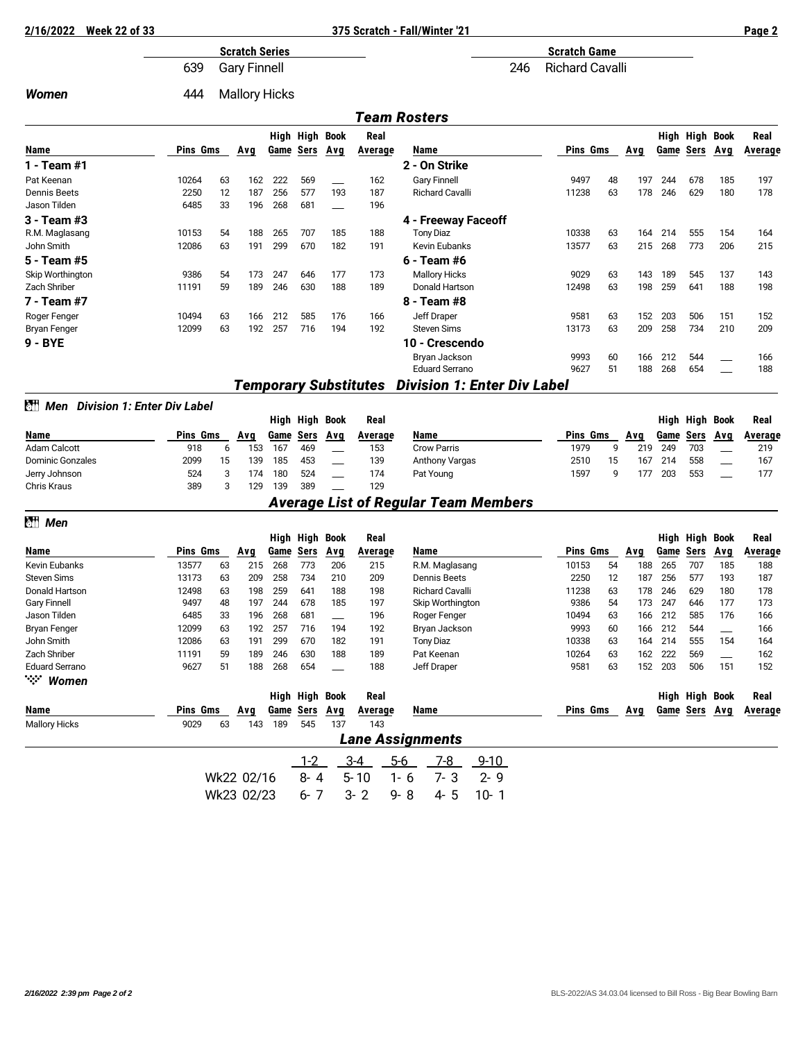| | Scratch Series | | Scratch Game |
|---|---|---|---|
| | 639 Gary Finnell | | 246 Richard Cavalli |
| ***Women*** | 444 Mallory Hicks | | |

## *Team Rosters*

| Name | Pins | Gms | Avg | High Game | High Sers | Book Avg | Real Average | Name | Pins | Gms | Avg | High Game | High Sers | Book Avg | Real Average |
|---|---|---|---|---|---|---|---|---|---|---|---|---|---|---|---|
| **1 - Team #1** | | | | | | | | **2 - On Strike** | | | | | | | |
| Pat Keenan | 10264 | 63 | 162 | 222 | 569 | __ | 162 | Gary Finnell | 9497 | 48 | 197 | 244 | 678 | 185 | 197 |
| Dennis Beets | 2250 | 12 | 187 | 256 | 577 | 193 | 187 | Richard Cavalli | 11238 | 63 | 178 | 246 | 629 | 180 | 178 |
| Jason Tilden | 6485 | 33 | 196 | 268 | 681 | __ | 196 | | | | | | | | |
| **3 - Team #3** | | | | | | | | **4 - Freeway Faceoff** | | | | | | | |
| R.M. Maglasang | 10153 | 54 | 188 | 265 | 707 | 185 | 188 | Tony Diaz | 10338 | 63 | 164 | 214 | 555 | 154 | 164 |
| John Smith | 12086 | 63 | 191 | 299 | 670 | 182 | 191 | Kevin Eubanks | 13577 | 63 | 215 | 268 | 773 | 206 | 215 |
| **5 - Team #5** | | | | | | | | **6 - Team #6** | | | | | | | |
| Skip Worthington | 9386 | 54 | 173 | 247 | 646 | 177 | 173 | Mallory Hicks | 9029 | 63 | 143 | 189 | 545 | 137 | 143 |
| Zach Shriber | 11191 | 59 | 189 | 246 | 630 | 188 | 189 | Donald Hartson | 12498 | 63 | 198 | 259 | 641 | 188 | 198 |
| **7 - Team #7** | | | | | | | | **8 - Team #8** | | | | | | | |
| Roger Fenger | 10494 | 63 | 166 | 212 | 585 | 176 | 166 | Jeff Draper | 9581 | 63 | 152 | 203 | 506 | 151 | 152 |
| Bryan Fenger | 12099 | 63 | 192 | 257 | 716 | 194 | 192 | Steven Sims | 13173 | 63 | 209 | 258 | 734 | 210 | 209 |
| **9 - BYE** | | | | | | | | **10 - Crescendo** | | | | | | | |
| | | | | | | | | Bryan Jackson | 9993 | 60 | 166 | 212 | 544 | __ | 166 |
| | | | | | | | | Eduard Serrano | 9627 | 51 | 188 | 268 | 654 | __ | 188 |

## *Temporary Substitutes Division 1: Enter Div Label*

### *Men Division 1: Enter Div Label*

| Name | Pins | Gms | Avg | High Game | High Sers | Book Avg | Real Average | Name | Pins | Gms | Avg | High Game | High Sers | Book Avg | Real Average |
|---|---|---|---|---|---|---|---|---|---|---|---|---|---|---|---|
| Adam Calcott | 918 | 6 | 153 | 167 | 469 | __ | 153 | Crow Parris | 1979 | 9 | 219 | 249 | 703 | __ | 219 |
| Dominic Gonzales | 2099 | 15 | 139 | 185 | 453 | __ | 139 | Anthony Vargas | 2510 | 15 | 167 | 214 | 558 | __ | 167 |
| Jerry Johnson | 524 | 3 | 174 | 180 | 524 | __ | 174 | Pat Young | 1597 | 9 | 177 | 203 | 553 | __ | 177 |
| Chris Kraus | 389 | 3 | 129 | 139 | 389 | __ | 129 | | | | | | | | |

## *Average List of Regular Team Members*

### *Men*

| Name | Pins | Gms | Avg | High Game | High Sers | Book Avg | Real Average | Name | Pins | Gms | Avg | High Game | High Sers | Book Avg | Real Average |
|---|---|---|---|---|---|---|---|---|---|---|---|---|---|---|---|
| Kevin Eubanks | 13577 | 63 | 215 | 268 | 773 | 206 | 215 | R.M. Maglasang | 10153 | 54 | 188 | 265 | 707 | 185 | 188 |
| Steven Sims | 13173 | 63 | 209 | 258 | 734 | 210 | 209 | Dennis Beets | 2250 | 12 | 187 | 256 | 577 | 193 | 187 |
| Donald Hartson | 12498 | 63 | 198 | 259 | 641 | 188 | 198 | Richard Cavalli | 11238 | 63 | 178 | 246 | 629 | 180 | 178 |
| Gary Finnell | 9497 | 48 | 197 | 244 | 678 | 185 | 197 | Skip Worthington | 9386 | 54 | 173 | 247 | 646 | 177 | 173 |
| Jason Tilden | 6485 | 33 | 196 | 268 | 681 | __ | 196 | Roger Fenger | 10494 | 63 | 166 | 212 | 585 | 176 | 166 |
| Bryan Fenger | 12099 | 63 | 192 | 257 | 716 | 194 | 192 | Bryan Jackson | 9993 | 60 | 166 | 212 | 544 | __ | 166 |
| John Smith | 12086 | 63 | 191 | 299 | 670 | 182 | 191 | Tony Diaz | 10338 | 63 | 164 | 214 | 555 | 154 | 164 |
| Zach Shriber | 11191 | 59 | 189 | 246 | 630 | 188 | 189 | Pat Keenan | 10264 | 63 | 162 | 222 | 569 | __ | 162 |
| Eduard Serrano | 9627 | 51 | 188 | 268 | 654 | __ | 188 | Jeff Draper | 9581 | 63 | 152 | 203 | 506 | 151 | 152 |

### *Women*

| Name | Pins | Gms | Avg | High Game | High Sers | Book Avg | Real Average | Name | Pins | Gms | Avg | High Game | High Sers | Book Avg | Real Average |
|---|---|---|---|---|---|---|---|---|---|---|---|---|---|---|---|
| Mallory Hicks | 9029 | 63 | 143 | 189 | 545 | 137 | 143 | | | | | | | | |

## *Lane Assignments*

| | 1-2 | 3-4 | 5-6 | 7-8 | 9-10 |
|---|---|---|---|---|---|
| Wk22 02/16 | 8- 4 | 5- 10 | 1- 6 | 7- 3 | 2- 9 |
| Wk23 02/23 | 6- 7 | 3- 2 | 9- 8 | 4- 5 | 10- 1 |